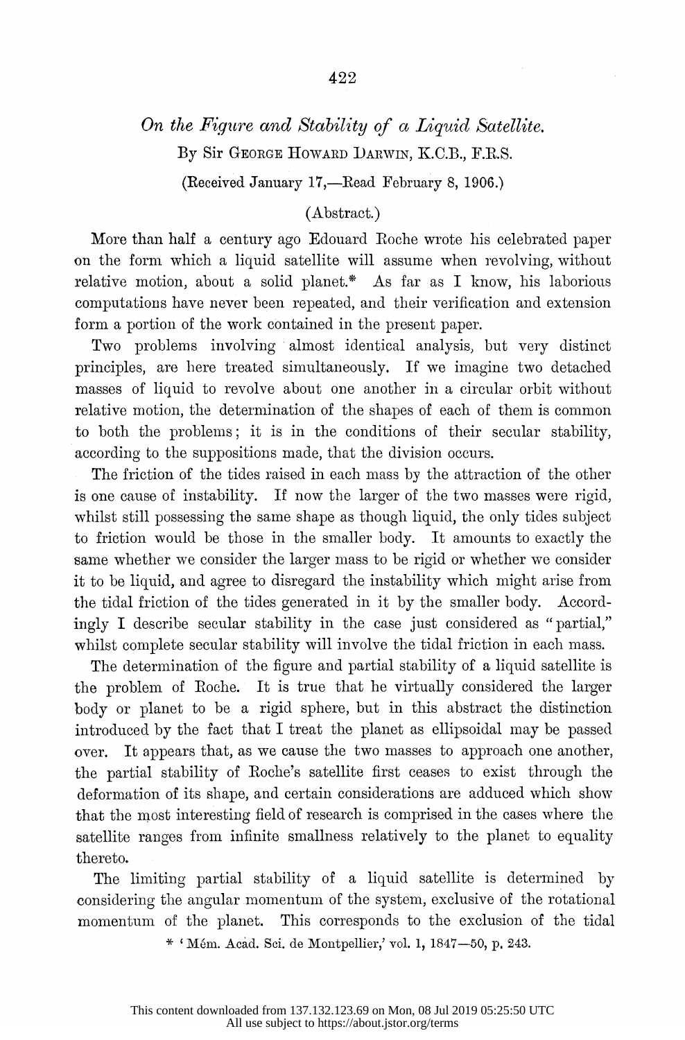# On the Figure and Stability of a Liquid Satellite.

By Sir GEORGE HOWARD DARWIN, K.C.B., F.R.S.

(Received January 17,—Read February 8, 1906.)

(Abstract.)

More than half a century ago Edouard Roche wrote his celebrated paper on the form which a liquid satellite will assume when revolving, without relative motion, about a solid planet.* As far as I know, his laborious computations have never been repeated, and their verification and extension form a portion of the work contained in the present paper.

Two problems involving almost identical analysis, but very distinct principles, are here treated simultaneously. If we imagine two detached masses of liquid to revolve about one another in a circular orbit without relative motion, the determination of the shapes of each of them is common to both the problems; it is in the conditions of their secular stability, according to the suppositions made, that the division occurs.

The friction of the tides raised in each mass by the attraction of the other is one cause of instability. If now the larger of the two masses were rigid, whilst still possessing the same shape as though liquid, the only tides subject to friction would be those in the smaller body. It amounts to exactly the same whether we consider the larger mass to be rigid or whether we consider it to be liquid, and agree to disregard the instability which might arise from the tidal friction of the tides generated in it by the smaller body. Accordingly I describe secular stability in the case just considered as "partial," whilst complete secular stability will involve the tidal friction in each mass.

The determination of the figure and partial stability of a liquid satellite is the problem of Roche. It is true that he virtually considered the larger body or planet to be a rigid sphere, but in this abstract the distinction introduced by the fact that I treat the planet as ellipsoidal may be passed over. It appears that, as we cause the two masses to approach one another, the partial stability of Roche's satellite first ceases to exist through the deformation of its shape, and certain considerations are adduced which show that the most interesting field of research is comprised in the cases where the satellite ranges from infinite smallness relatively to the planet to equality thereto.

The limiting partial stability of a liquid satellite is determined by considering the angular momentum of the system, exclusive of the rotational momentum of the planet. This corresponds to the exclusion of the tidal

\* 'Mém. Acad. Sci. de Montpellier,' vol. 1, 1847—50, p. 243.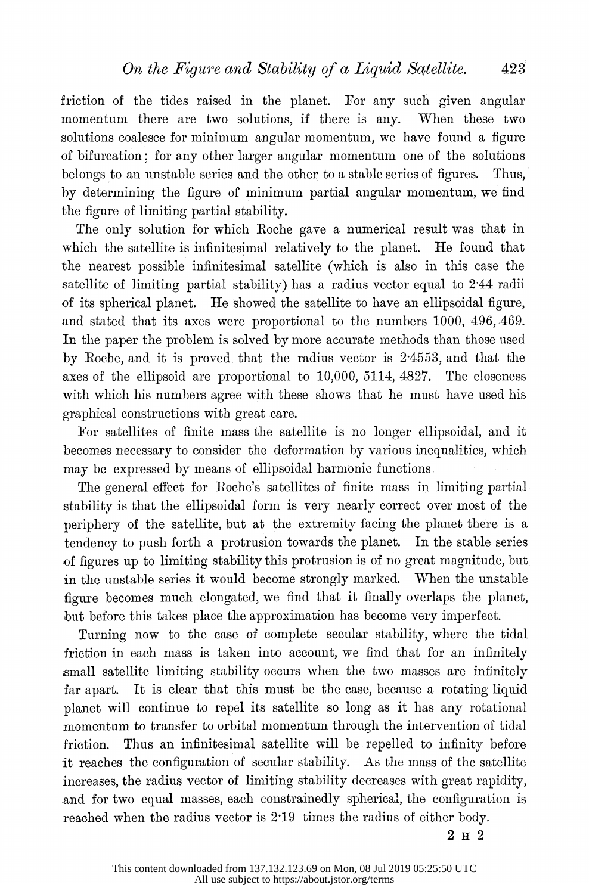friction of the tides raised in the planet. For any such given angular momentum there are two solutions, if there is any. When these two solutions coalesce for minimum angular momentum, we have found a figure of bifurcation; for any other larger angular momentum one of the solutions belongs to an unstable series and the other to a stable series of figures. Thus, by determining the figure of minimum partial angular momentum, we find the figure of limiting partial stability.

The only solution for which Roche gave a numerical result was that in which the satellite is infinitesimal relatively to the planet. He found that the nearest possible infinitesimal satellite (which is also in this case the satellite of limiting partial stability) has a radius vector equal to 2·44 radii of its spherical planet. He showed the satellite to have an ellipsoidal figure, and stated that its axes were proportional to the numbers 1000, 496, 469. In the paper the problem is solved by more accurate methods than those used by Roche, and it is proved that the radius vector is 2·4553, and that the axes of the ellipsoid are proportional to 10,000, 5114, 4827. The closeness with which his numbers agree with these shows that he must have used his graphical constructions with great care.

For satellites of finite mass the satellite is no longer ellipsoidal, and it becomes necessary to consider the deformation by various inequalities, which may be expressed by means of ellipsoidal harmonic functions

The general effect for Roche's satellites of finite mass in limiting partial stability is that the ellipsoidal form is very nearly correct over most of the periphery of the satellite, but at the extremity facing the planet there is a tendency to push forth a protrusion towards the planet. In the stable series of figures up to limiting stability this protrusion is of no great magnitude, but in the unstable series it would become strongly marked. When the unstable figure becomes much elongated, we find that it finally overlaps the planet, but before this takes place the approximation has become very imperfect.

Turning now to the case of complete secular stability, where the tidal friction in each mass is taken into account, we find that for an infinitely small satellite limiting stability occurs when the two masses are infinitely far apart. It is clear that this must be the case, because a rotating liquid planet will continue to repel its satellite so long as it has any rotational momentum to transfer to orbital momentum through the intervention of tidal friction. Thus an infinitesimal satellite will be repelled to infinity before it reaches the configuration of secular stability. As the mass of the satellite increases, the radius vector of limiting stability decreases with great rapidity, and for two equal masses, each constrainedly spherical, the configuration is reached when the radius vector is 2·19 times the radius of either body.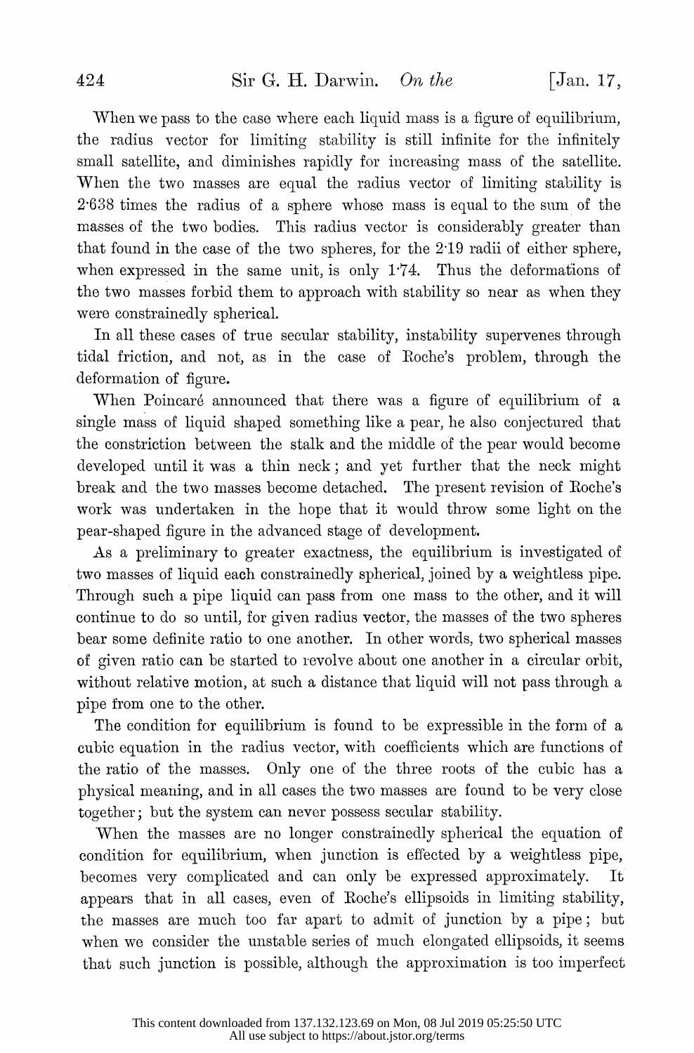When we pass to the case where each liquid mass is a figure of equilibrium, the radius vector for limiting stability is still infinite for the infinitely small satellite, and diminishes rapidly for increasing mass of the satellite. When the two masses are equal the radius vector of limiting stability is 2·638 times the radius of a sphere whose mass is equal to the sum of the masses of the two bodies. This radius vector is considerably greater than that found in the case of the two spheres, for the 2·19 radii of either sphere, when expressed in the same unit, is only 1·74. Thus the deformations of the two masses forbid them to approach with stability so near as when they were constrainedly spherical.

In all these cases of true secular stability, instability supervenes through tidal friction, and not, as in the case of Roche's problem, through the deformation of figure.

When Poincaré announced that there was a figure of equilibrium of a single mass of liquid shaped something like a pear, he also conjectured that the constriction between the stalk and the middle of the pear would become developed until it was a thin neck; and yet further that the neck might break and the two masses become detached. The present revision of Roche's work was undertaken in the hope that it would throw some light on the pear-shaped figure in the advanced stage of development.

As a preliminary to greater exactness, the equilibrium is investigated of two masses of liquid each constrainedly spherical, joined by a weightless pipe. Through such a pipe liquid can pass from one mass to the other, and it will continue to do so until, for given radius vector, the masses of the two spheres bear some definite ratio to one another. In other words, two spherical masses of given ratio can be started to revolve about one another in a circular orbit, without relative motion, at such a distance that liquid will not pass through a pipe from one to the other.

The condition for equilibrium is found to be expressible in the form of a cubic equation in the radius vector, with coefficients which are functions of the ratio of the masses. Only one of the three roots of the cubic has a physical meaning, and in all cases the two masses are found to be very close together; but the system can never possess secular stability.

When the masses are no longer constrainedly spherical the equation of condition for equilibrium, when junction is effected by a weightless pipe, becomes very complicated and can only be expressed approximately. It appears that in all cases, even of Roche's ellipsoids in limiting stability, the masses are much too far apart to admit of junction by a pipe; but when we consider the unstable series of much elongated ellipsoids, it seems that such junction is possible, although the approximation is too imperfect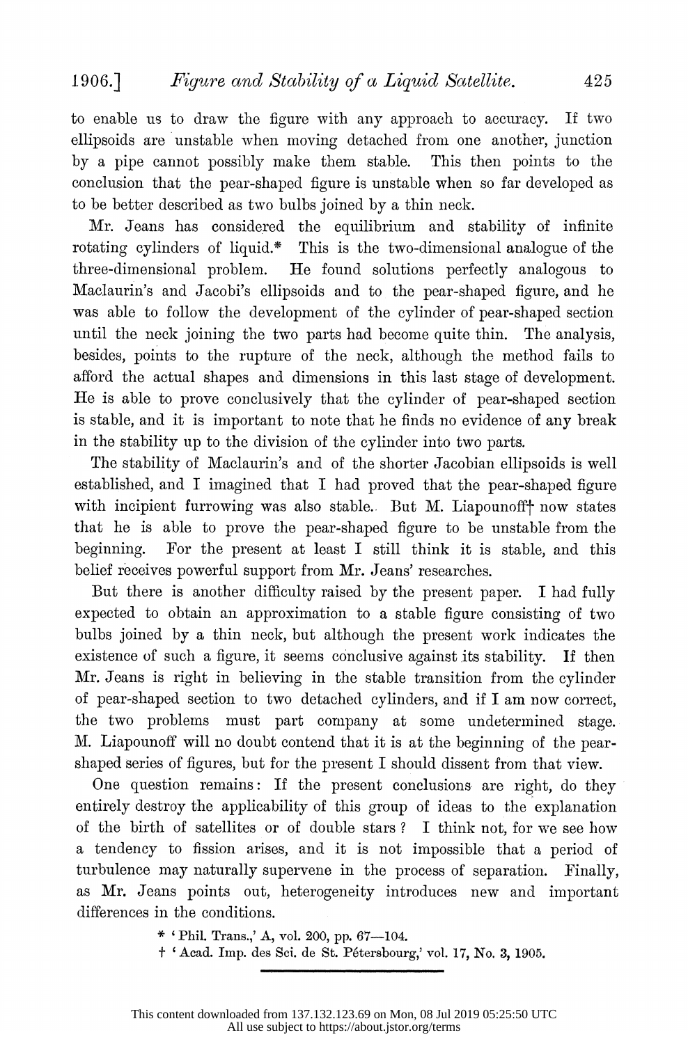to enable us to draw the figure with any approach to accuracy. If two ellipsoids are unstable when moving detached from one another, junction by a pipe cannot possibly make them stable. This then points to the conclusion that the pear-shaped figure is unstable when so far developed as to be better described as two bulbs joined by a thin neck.

Mr. Jeans has considered the equilibrium and stability of infinite rotating cylinders of liquid.* This is the two-dimensional analogue of the three-dimensional problem. He found solutions perfectly analogous to Maclaurin's and Jacobi's ellipsoids and to the pear-shaped figure, and he was able to follow the development of the cylinder of pear-shaped section until the neck joining the two parts had become quite thin. The analysis, besides, points to the rupture of the neck, although the method fails to afford the actual shapes and dimensions in this last stage of development. He is able to prove conclusively that the cylinder of pear-shaped section is stable, and it is important to note that he finds no evidence of any break in the stability up to the division of the cylinder into two parts.

The stability of Maclaurin's and of the shorter Jacobian ellipsoids is well established, and I imagined that I had proved that the pear-shaped figure with incipient furrowing was also stable. But M. Liapounoff† now states that he is able to prove the pear-shaped figure to be unstable from the beginning. For the present at least I still think it is stable, and this belief receives powerful support from Mr. Jeans' researches.

But there is another difficulty raised by the present paper. I had fully expected to obtain an approximation to a stable figure consisting of two bulbs joined by a thin neck, but although the present work indicates the existence of such a figure, it seems conclusive against its stability. If then Mr. Jeans is right in believing in the stable transition from the cylinder of pear-shaped section to two detached cylinders, and if I am now correct, the two problems must part company at some undetermined stage. M. Liapounoff will no doubt contend that it is at the beginning of the pear-shaped series of figures, but for the present I should dissent from that view.

One question remains: If the present conclusions are right, do they entirely destroy the applicability of this group of ideas to the explanation of the birth of satellites or of double stars? I think not, for we see how a tendency to fission arises, and it is not impossible that a period of turbulence may naturally supervene in the process of separation. Finally, as Mr. Jeans points out, heterogeneity introduces new and important differences in the conditions.

\* 'Phil. Trans.,' A, vol. 200, pp. 67—104.

† 'Acad. Imp. des Sci. de St. Pétersbourg,' vol. 17, No. 3, 1905.